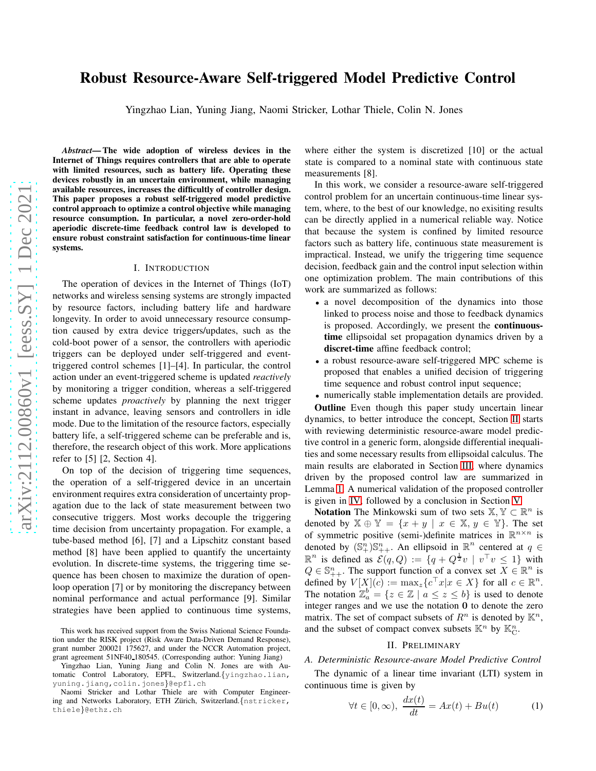# Robust Resource-Aware Self-triggered Model Predictive Control

Yingzhao Lian, Yuning Jiang, Naomi Stricker, Lothar Thiele, Colin N. Jones

***Abstract*— The wide adoption of wireless devices in the Internet of Things requires controllers that are able to operate with limited resources, such as battery life. Operating these devices robustly in an uncertain environment, while managing available resources, increases the difficultly of controller design. This paper proposes a robust self-triggered model predictive control approach to optimize a control objective while managing resource consumption. In particular, a novel zero-order-hold aperiodic discrete-time feedback control law is developed to ensure robust constraint satisfaction for continuous-time linear systems.**

## I. Introduction

The operation of devices in the Internet of Things (IoT) networks and wireless sensing systems are strongly impacted by resource factors, including battery life and hardware longevity. In order to avoid unnecessary resource consumption caused by extra device triggers/updates, such as the cold-boot power of a sensor, the controllers with aperiodic triggers can be deployed under self-triggered and event-triggered control schemes [1]–[4]. In particular, the control action under an event-triggered scheme is updated *reactively* by monitoring a trigger condition, whereas a self-triggered scheme updates *proactively* by planning the next trigger instant in advance, leaving sensors and controllers in idle mode. Due to the limitation of the resource factors, especially battery life, a self-triggered scheme can be preferable and is, therefore, the research object of this work. More applications refer to [5] [2, Section 4].

On top of the decision of triggering time sequences, the operation of a self-triggered device in an uncertain environment requires extra consideration of uncertainty propagation due to the lack of state measurement between two consecutive triggers. Most works decouple the triggering time decision from uncertainty propagation. For example, a tube-based method [6], [7] and a Lipschitz constant based method [8] have been applied to quantify the uncertainty evolution. In discrete-time systems, the triggering time sequence has been chosen to maximize the duration of open-loop operation [7] or by monitoring the discrepancy between nominal performance and actual performance [9]. Similar strategies have been applied to continuous time systems, where either the system is discretized [10] or the actual state is compared to a nominal state with continuous state measurements [8].

In this work, we consider a resource-aware self-triggered control problem for an uncertain continuous-time linear system, where, to the best of our knowledge, no exisiting results can be directly applied in a numerical reliable way. Notice that because the system is confined by limited resource factors such as battery life, continuous state measurement is impractical. Instead, we unify the triggering time sequence decision, feedback gain and the control input selection within one optimization problem. The main contributions of this work are summarized as follows:

- a novel decomposition of the dynamics into those linked to process noise and those to feedback dynamics is proposed. Accordingly, we present the **continuous-time** ellipsoidal set propagation dynamics driven by a **discret-time** affine feedback control;
- a robust resource-aware self-triggered MPC scheme is proposed that enables a unified decision of triggering time sequence and robust control input sequence;
- numerically stable implementation details are provided.

**Outline** Even though this paper study uncertain linear dynamics, to better introduce the concept, Section II starts with reviewing deterministic resource-aware model predictive control in a generic form, alongside differential inequalities and some necessary results from ellipsoidal calculus. The main results are elaborated in Section III, where dynamics driven by the proposed control law are summarized in Lemma 1. A numerical validation of the proposed controller is given in IV, followed by a conclusion in Section V.

**Notation** The Minkowski sum of two sets $\mathbb{X}, \mathbb{Y} \subset \mathbb{R}^n$ is denoted by $\mathbb{X} \oplus \mathbb{Y} = \{x + y \mid x \in \mathbb{X}, y \in \mathbb{Y}\}$. The set of symmetric positive (semi-)definite matrices in $\mathbb{R}^{n \times n}$ is denoted by $(\mathbb{S}^n_+)\mathbb{S}^n_{++}$. An ellipsoid in $\mathbb{R}^n$ centered at $q \in \mathbb{R}^n$ is defined as $\mathcal{E}(q, Q) := \{q + Q^{\frac{1}{2}}v \mid v^\top v \leq 1\}$ with $Q \in \mathbb{S}^n_{++}$. The support function of a convex set $X \in \mathbb{R}^n$ is defined by $V[X](c) := \max_z\{c^\top x | x \in X\}$ for all $c \in \mathbb{R}^n$. The notation $\mathbb{Z}^b_a = \{z \in \mathbb{Z} \mid a \leq z \leq b\}$ is used to denote integer ranges and we use the notation $\mathbf{0}$ to denote the zero matrix. The set of compact subsets of $R^n$ is denoted by $\mathbb{K}^n$, and the subset of compact convex subsets $\mathbb{K}^n$ by $\mathbb{K}^n_{\mathrm{C}}$.

## II. Preliminary

### A. Deterministic Resource-aware Model Predictive Control

The dynamic of a linear time invariant (LTI) system in continuous time is given by

$$\forall t \in [0, \infty), \ \frac{dx(t)}{dt} = Ax(t) + Bu(t) \tag{1}$$

This work has received support from the Swiss National Science Foundation under the RISK project (Risk Aware Data-Driven Demand Response), grant number 200021 175627, and under the NCCR Automation project, grant agreement 51NF40_180545. (Corresponding author: Yuning Jiang)

Yingzhao Lian, Yuning Jiang and Colin N. Jones are with Automatic Control Laboratory, EPFL, Switzerland.{yingzhao.lian, yuning.jiang,colin.jones}@epfl.ch

Naomi Stricker and Lothar Thiele are with Computer Engineering and Networks Laboratory, ETH Zürich, Switzerland.{nstricker, thiele}@ethz.ch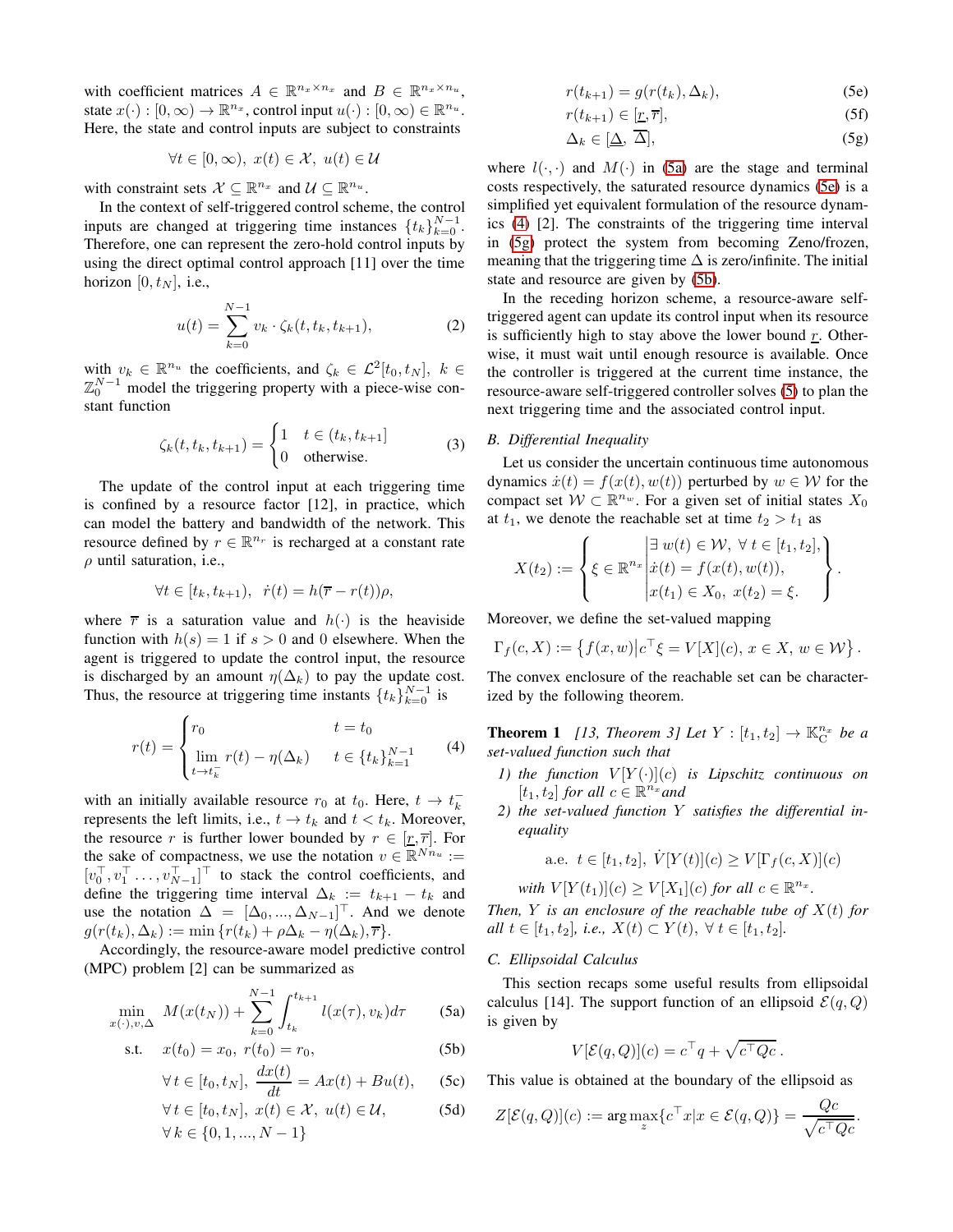with coefficient matrices $A \in \mathbb{R}^{n_x \times n_x}$ and $B \in \mathbb{R}^{n_x \times n_u}$, state $x(\cdot) : [0, \infty) \to \mathbb{R}^{n_x}$, control input $u(\cdot) : [0, \infty) \in \mathbb{R}^{n_u}$. Here, the state and control inputs are subject to constraints

$$\forall t \in [0, \infty),\ x(t) \in \mathcal{X},\ u(t) \in \mathcal{U}$$

with constraint sets $\mathcal{X} \subseteq \mathbb{R}^{n_x}$ and $\mathcal{U} \subseteq \mathbb{R}^{n_u}$.

In the context of self-triggered control scheme, the control inputs are changed at triggering time instances $\{t_k\}_{k=0}^{N-1}$. Therefore, one can represent the zero-hold control inputs by using the direct optimal control approach [11] over the time horizon $[0, t_N]$, i.e.,

$$u(t) = \sum_{k=0}^{N-1} v_k \cdot \zeta_k(t, t_k, t_{k+1}), \tag{2}$$

with $v_k \in \mathbb{R}^{n_u}$ the coefficients, and $\zeta_k \in \mathcal{L}^2[t_0, t_N]$, $k \in \mathbb{Z}_0^{N-1}$ model the triggering property with a piece-wise constant function

$$\zeta_k(t, t_k, t_{k+1}) = \begin{cases} 1 & t \in (t_k, t_{k+1}] \\ 0 & \text{otherwise.} \end{cases} \tag{3}$$

The update of the control input at each triggering time is confined by a resource factor [12], in practice, which can model the battery and bandwidth of the network. This resource defined by $r \in \mathbb{R}^{n_r}$ is recharged at a constant rate $\rho$ until saturation, i.e.,

$$\forall t \in [t_k, t_{k+1}),\ \ \dot{r}(t) = h(\overline{r} - r(t))\rho,$$

where $\overline{r}$ is a saturation value and $h(\cdot)$ is the heaviside function with $h(s) = 1$ if $s > 0$ and 0 elsewhere. When the agent is triggered to update the control input, the resource is discharged by an amount $\eta(\Delta_k)$ to pay the update cost. Thus, the resource at triggering time instants $\{t_k\}_{k=0}^{N-1}$ is

$$r(t) = \begin{cases} r_0 & t = t_0 \\ \lim\limits_{t \to t_k^-} r(t) - \eta(\Delta_k) & t \in \{t_k\}_{k=1}^{N-1} \end{cases} \tag{4}$$

with an initially available resource $r_0$ at $t_0$. Here, $t \to t_k^-$ represents the left limits, i.e., $t \to t_k$ and $t < t_k$. Moreover, the resource $r$ is further lower bounded by $r \in [\underline{r}, \overline{r}]$. For the sake of compactness, we use the notation $v \in \mathbb{R}^{Nn_u} := [v_0^\top, v_1^\top \ldots, v_{N-1}^\top]^\top$ to stack the control coefficients, and define the triggering time interval $\Delta_k := t_{k+1} - t_k$ and use the notation $\Delta = [\Delta_0, ..., \Delta_{N-1}]^\top$. And we denote $g(r(t_k), \Delta_k) := \min\{r(t_k) + \rho\Delta_k - \eta(\Delta_k), \overline{r}\}$.

Accordingly, the resource-aware model predictive control (MPC) problem [2] can be summarized as

$$\min_{x(\cdot), v, \Delta}\ M(x(t_N)) + \sum_{k=0}^{N-1} \int_{t_k}^{t_{k+1}} l(x(\tau), v_k) d\tau \tag{5a}$$

$$\text{s.t.}\quad x(t_0) = x_0,\ r(t_0) = r_0, \tag{5b}$$

$$\forall t \in [t_0, t_N],\ \frac{dx(t)}{dt} = Ax(t) + Bu(t), \tag{5c}$$

$$\forall t \in [t_0, t_N],\ x(t) \in \mathcal{X},\ u(t) \in \mathcal{U}, \tag{5d}$$

$$\forall k \in \{0, 1, ..., N-1\}$$

$$r(t_{k+1}) = g(r(t_k), \Delta_k), \tag{5e}$$

$$r(t_{k+1}) \in [\underline{r}, \overline{r}], \tag{5f}$$

$$\Delta_k \in [\underline{\Delta},\ \overline{\Delta}], \tag{5g}$$

where $l(\cdot, \cdot)$ and $M(\cdot)$ in (5a) are the stage and terminal costs respectively, the saturated resource dynamics (5e) is a simplified yet equivalent formulation of the resource dynamics (4) [2]. The constraints of the triggering time interval in (5g) protect the system from becoming Zeno/frozen, meaning that the triggering time $\Delta$ is zero/infinite. The initial state and resource are given by (5b).

In the receding horizon scheme, a resource-aware self-triggered agent can update its control input when its resource is sufficiently high to stay above the lower bound $\underline{r}$. Otherwise, it must wait until enough resource is available. Once the controller is triggered at the current time instance, the resource-aware self-triggered controller solves (5) to plan the next triggering time and the associated control input.

### B. Differential Inequality

Let us consider the uncertain continuous time autonomous dynamics $\dot{x}(t) = f(x(t), w(t))$ perturbed by $w \in \mathcal{W}$ for the compact set $\mathcal{W} \subset \mathbb{R}^{n_w}$. For a given set of initial states $X_0$ at $t_1$, we denote the reachable set at time $t_2 > t_1$ as

$$X(t_2) := \left\{ \xi \in \mathbb{R}^{n_x} \middle| \begin{array}{l} \exists\ w(t) \in \mathcal{W},\ \forall\ t \in [t_1, t_2], \\ \dot{x}(t) = f(x(t), w(t)), \\ x(t_1) \in X_0,\ x(t_2) = \xi. \end{array} \right\}.$$

Moreover, we define the set-valued mapping

$$\Gamma_f(c, X) := \left\{ f(x, w) \middle| c^\top \xi = V[X](c),\ x \in X,\ w \in \mathcal{W} \right\}.$$

The convex enclosure of the reachable set can be characterized by the following theorem.

**Theorem 1** *[13, Theorem 3] Let $Y : [t_1, t_2] \to \mathbb{K}_{\mathrm{C}}^{n_x}$ be a set-valued function such that*

1) *the function $V[Y(\cdot)](c)$ is Lipschitz continuous on $[t_1, t_2]$ for all $c \in \mathbb{R}^{n_x}$ and*
2) *the set-valued function $Y$ satisfies the differential inequality*

$$\text{a.e. } t \in [t_1, t_2],\ \dot{V}[Y(t)](c) \geq V[\Gamma_f(c, X)](c)$$

*with $V[Y(t_1)](c) \geq V[X_1](c)$ for all $c \in \mathbb{R}^{n_x}$.*

*Then, $Y$ is an enclosure of the reachable tube of $X(t)$ for all $t \in [t_1, t_2]$, i.e., $X(t) \subset Y(t)$, $\forall\ t \in [t_1, t_2]$.*

### C. Ellipsoidal Calculus

This section recaps some useful results from ellipsoidal calculus [14]. The support function of an ellipsoid $\mathcal{E}(q, Q)$ is given by

$$V[\mathcal{E}(q, Q)](c) = c^\top q + \sqrt{c^\top Qc}\,.$$

This value is obtained at the boundary of the ellipsoid as

$$Z[\mathcal{E}(q, Q)](c) := \arg\max_z \{c^\top x | x \in \mathcal{E}(q, Q)\} = \frac{Qc}{\sqrt{c^\top Qc}}.$$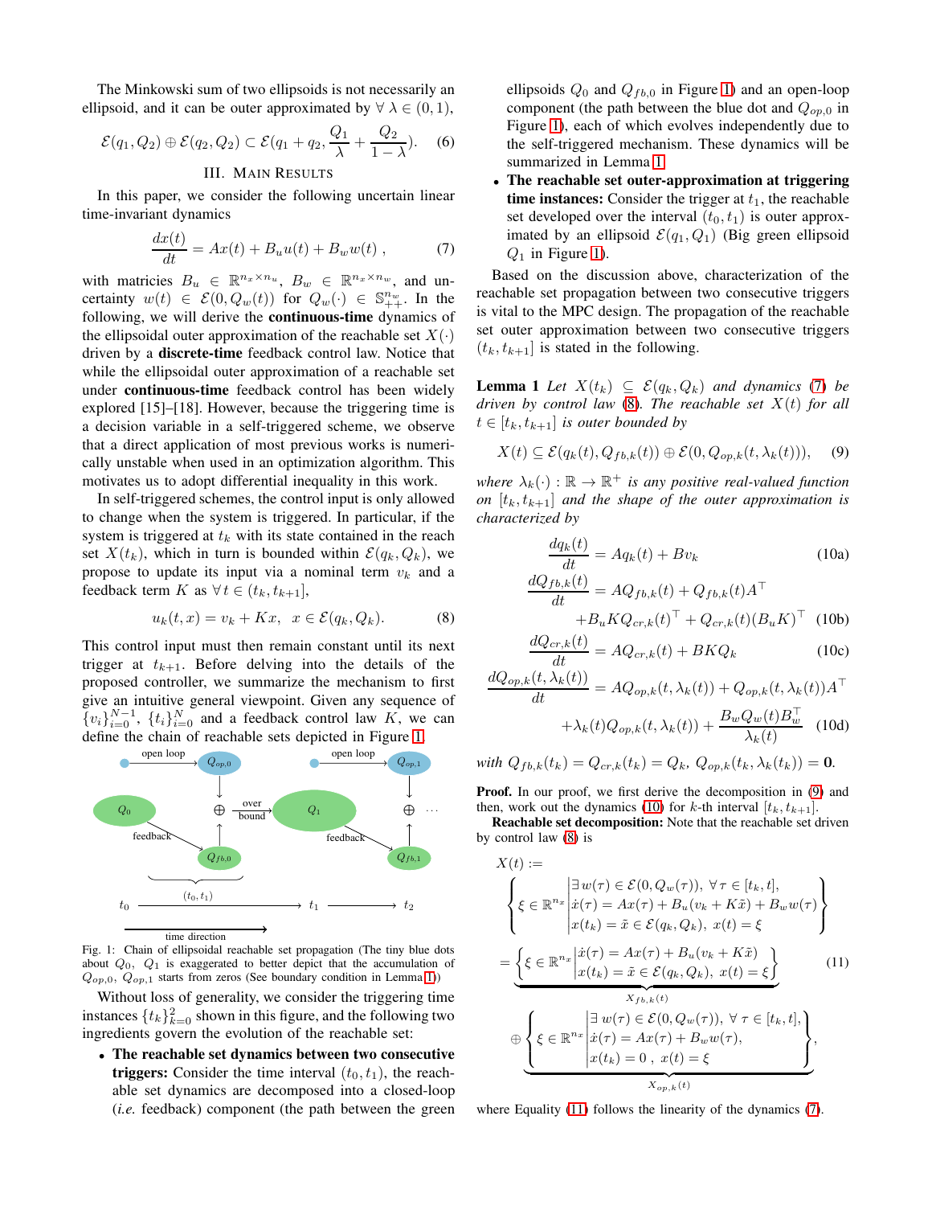The Minkowski sum of two ellipsoids is not necessarily an ellipsoid, and it can be outer approximated by $\forall\ \lambda \in (0,1)$,

$$\mathcal{E}(q_1, Q_2) \oplus \mathcal{E}(q_2, Q_2) \subset \mathcal{E}(q_1 + q_2, \frac{Q_1}{\lambda} + \frac{Q_2}{1-\lambda}). \quad (6)$$

## III. Main Results

In this paper, we consider the following uncertain linear time-invariant dynamics

$$\frac{dx(t)}{dt} = Ax(t) + B_u u(t) + B_w w(t)\ , \quad (7)$$

with matricies $B_u \in \mathbb{R}^{n_x \times n_u}$, $B_w \in \mathbb{R}^{n_x \times n_w}$, and uncertainty $w(t) \in \mathcal{E}(0, Q_w(t))$ for $Q_w(\cdot) \in \mathbb{S}_{++}^{n_w}$. In the following, we will derive the **continuous-time** dynamics of the ellipsoidal outer approximation of the reachable set $X(\cdot)$ driven by a **discrete-time** feedback control law. Notice that while the ellipsoidal outer approximation of a reachable set under **continuous-time** feedback control has been widely explored [15]–[18]. However, because the triggering time is a decision variable in a self-triggered scheme, we observe that a direct application of most previous works is numerically unstable when used in an optimization algorithm. This motivates us to adopt differential inequality in this work.

In self-triggered schemes, the control input is only allowed to change when the system is triggered. In particular, if the system is triggered at $t_k$ with its state contained in the reach set $X(t_k)$, which in turn is bounded within $\mathcal{E}(q_k, Q_k)$, we propose to update its input via a nominal term $v_k$ and a feedback term $K$ as $\forall\, t \in (t_k, t_{k+1}]$,

$$u_k(t, x) = v_k + Kx,\ \ x \in \mathcal{E}(q_k, Q_k). \quad (8)$$

This control input must then remain constant until its next trigger at $t_{k+1}$. Before delving into the details of the proposed controller, we summarize the mechanism to first give an intuitive general viewpoint. Given any sequence of $\{v_i\}_{i=0}^{N-1}$, $\{t_i\}_{i=0}^{N}$ and a feedback control law $K$, we can define the chain of reachable sets depicted in Figure 1.

Fig. 1: Chain of ellipsoidal reachable set propagation (The tiny blue dots about $Q_0$, $Q_1$ is exaggerated to better depict that the accumulation of $Q_{op,0}$, $Q_{op,1}$ starts from zeros (See boundary condition in Lemma 1))

Without loss of generality, we consider the triggering time instances $\{t_k\}_{k=0}^{2}$ shown in this figure, and the following two ingredients govern the evolution of the reachable set:

- **The reachable set dynamics between two consecutive triggers:** Consider the time interval $(t_0, t_1)$, the reachable set dynamics are decomposed into a closed-loop (*i.e.* feedback) component (the path between the green ellipsoids $Q_0$ and $Q_{fb,0}$ in Figure 1) and an open-loop component (the path between the blue dot and $Q_{op,0}$ in Figure 1), each of which evolves independently due to the self-triggered mechanism. These dynamics will be summarized in Lemma 1.
- **The reachable set outer-approximation at triggering time instances:** Consider the trigger at $t_1$, the reachable set developed over the interval $(t_0, t_1)$ is outer approximated by an ellipsoid $\mathcal{E}(q_1, Q_1)$ (Big green ellipsoid $Q_1$ in Figure 1).

Based on the discussion above, characterization of the reachable set propagation between two consecutive triggers is vital to the MPC design. The propagation of the reachable set outer approximation between two consecutive triggers $(t_k, t_{k+1}]$ is stated in the following.

**Lemma 1** *Let $X(t_k) \subseteq \mathcal{E}(q_k, Q_k)$ and dynamics (7) be driven by control law (8). The reachable set $X(t)$ for all $t \in [t_k, t_{k+1}]$ is outer bounded by*

$$X(t) \subseteq \mathcal{E}(q_k(t), Q_{fb,k}(t)) \oplus \mathcal{E}(0, Q_{op,k}(t, \lambda_k(t))), \quad (9)$$

*where $\lambda_k(\cdot) : \mathbb{R} \to \mathbb{R}^+$ is any positive real-valued function on $[t_k, t_{k+1}]$ and the shape of the outer approximation is characterized by*

$$\frac{dq_k(t)}{dt} = Aq_k(t) + Bv_k \quad (10a)$$

$$\frac{dQ_{fb,k}(t)}{dt} = AQ_{fb,k}(t) + Q_{fb,k}(t)A^\top + B_u K Q_{cr,k}(t)^\top + Q_{cr,k}(t)(B_u K)^\top \quad (10b)$$

$$\frac{dQ_{cr,k}(t)}{dt} = AQ_{cr,k}(t) + BKQ_k \quad (10c)$$

$$\frac{dQ_{op,k}(t, \lambda_k(t))}{dt} = AQ_{op,k}(t, \lambda_k(t)) + Q_{op,k}(t, \lambda_k(t))A^\top + \lambda_k(t) Q_{op,k}(t, \lambda_k(t)) + \frac{B_w Q_w(t) B_w^\top}{\lambda_k(t)} \quad (10d)$$

*with $Q_{fb,k}(t_k) = Q_{cr,k}(t_k) = Q_k$, $Q_{op,k}(t_k, \lambda_k(t_k)) = \mathbf{0}$.*

**Proof.** In our proof, we first derive the decomposition in (9) and then, work out the dynamics (10) for $k$-th interval $[t_k, t_{k+1}]$.

**Reachable set decomposition:** Note that the reachable set driven by control law (8) is

$$\begin{aligned}
X(t) &:= \left\{ \xi \in \mathbb{R}^{n_x} \middle| \begin{array}{l} \exists\, w(\tau) \in \mathcal{E}(0, Q_w(\tau)),\ \forall\, \tau \in [t_k, t], \\ \dot{x}(\tau) = Ax(\tau) + B_u(v_k + K\tilde{x}) + B_w w(\tau) \\ x(t_k) = \tilde{x} \in \mathcal{E}(q_k, Q_k),\ x(t) = \xi \end{array} \right\} \\
&= \underbrace{\left\{ \xi \in \mathbb{R}^{n_x} \middle| \begin{array}{l} \dot{x}(\tau) = Ax(\tau) + B_u(v_k + K\tilde{x}) \\ x(t_k) = \tilde{x} \in \mathcal{E}(q_k, Q_k),\ x(t) = \xi \end{array} \right\}}_{X_{fb,k}(t)} \\
&\oplus \underbrace{\left\{ \xi \in \mathbb{R}^{n_x} \middle| \begin{array}{l} \exists\, w(\tau) \in \mathcal{E}(0, Q_w(\tau)),\ \forall\, \tau \in [t_k, t], \\ \dot{x}(\tau) = Ax(\tau) + B_w w(\tau), \\ x(t_k) = 0\ ,\ x(t) = \xi \end{array} \right\}}_{X_{op,k}(t)},
\end{aligned} \quad (11)$$

where Equality (11) follows the linearity of the dynamics (7).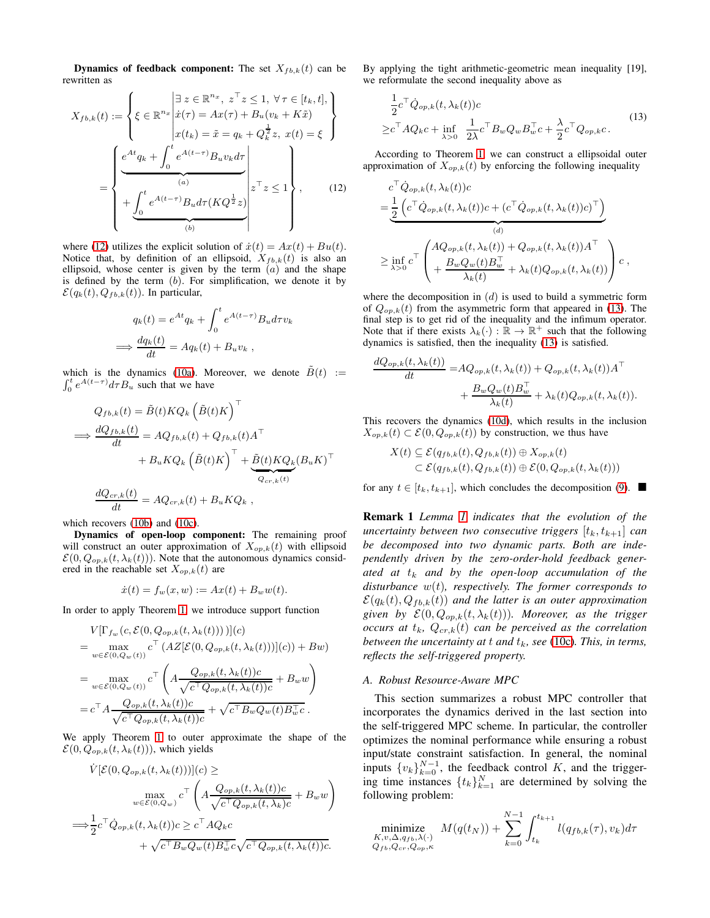**Dynamics of feedback component:** The set $X_{fb,k}(t)$ can be rewritten as

$$
X_{fb,k}(t) := \left\{ \xi \in \mathbb{R}^{n_x} \middle| \begin{array}{l} \exists\, z \in \mathbb{R}^{n_x},\ z^\top z \le 1,\ \forall \tau \in [t_k, t], \\ \dot{x}(\tau) = Ax(\tau) + B_u(v_k + K\tilde{x}) \\ x(t_k) = \tilde{x} = q_k + Q_k^{\frac{1}{2}} z,\ x(t) = \xi \end{array} \right\}
$$

$$
= \left\{ \begin{array}{l} \underbrace{e^{At} q_k + \int_0^t e^{A(t-\tau)} B_u v_k d\tau}_{(a)} \\ + \underbrace{\int_0^t e^{A(t-\tau)} B_u d\tau (K Q_k^{\frac{1}{2}} z)}_{(b)} \end{array} \middle| z^\top z \le 1 \right\}, \tag{12}
$$

where (12) utilizes the explicit solution of $\dot{x}(t) = Ax(t) + Bu(t)$. Notice that, by definition of an ellipsoid, $X_{fb,k}(t)$ is also an ellipsoid, whose center is given by the term $(a)$ and the shape is defined by the term $(b)$. For simplification, we denote it by $\mathcal{E}(q_k(t), Q_{fb,k}(t))$. In particular,

$$
q_k(t) = e^{At} q_k + \int_0^t e^{A(t-\tau)} B_u d\tau v_k
$$

$$
\Longrightarrow \frac{dq_k(t)}{dt} = Aq_k(t) + B_u v_k\ ,
$$

which is the dynamics (10a). Moreover, we denote $\tilde{B}(t) := \int_0^t e^{A(t-\tau)} d\tau B_u$ such that we have

$$
Q_{fb,k}(t) = \tilde{B}(t) K Q_k \left(\tilde{B}(t) K\right)^\top
$$

$$
\Longrightarrow \frac{dQ_{fb,k}(t)}{dt} = AQ_{fb,k}(t) + Q_{fb,k}(t) A^\top
$$

$$
+ B_u K Q_k \left(\tilde{B}(t) K\right)^\top + \underbrace{\tilde{B}(t) K Q_k}_{Q_{cr,k}(t)} (B_u K)^\top
$$

$$
\frac{dQ_{cr,k}(t)}{dt} = AQ_{cr,k}(t) + B_u K Q_k\ ,
$$

which recovers (10b) and (10c).

**Dynamics of open-loop component:** The remaining proof will construct an outer approximation of $X_{op,k}(t)$ with ellipsoid $\mathcal{E}(0, Q_{op,k}(t, \lambda_k(t)))$. Note that the autonomous dynamics considered in the reachable set $X_{op,k}(t)$ are

$$
\dot{x}(t) = f_w(x, w) := Ax(t) + B_w w(t).
$$

In order to apply Theorem 1, we introduce support function

$$
\begin{aligned}
& V[\Gamma_{f_w}(c, \mathcal{E}(0, Q_{op,k}(t, \lambda_k(t))))](c) \\
=& \max_{w \in \mathcal{E}(0, Q_w(t))} c^\top \left( AZ[\mathcal{E}(0, Q_{op,k}(t, \lambda_k(t)))](c) + Bw \right) \\
=& \max_{w \in \mathcal{E}(0, Q_w(t))} c^\top \left( A \frac{Q_{op,k}(t, \lambda_k(t)) c}{\sqrt{c^\top Q_{op,k}(t, \lambda_k(t)) c}} + B_w w \right) \\
=& c^\top A \frac{Q_{op,k}(t, \lambda_k(t)) c}{\sqrt{c^\top Q_{op,k}(t, \lambda_k(t)) c}} + \sqrt{c^\top B_w Q_w(t) B_w^\top c}\,.
\end{aligned}
$$

We apply Theorem 1 to outer approximate the shape of the $\mathcal{E}(0, Q_{op,k}(t, \lambda_k(t)))$, which yields

$$
\begin{aligned}
& \dot{V}[\mathcal{E}(0, Q_{op,k}(t, \lambda_k(t)))](c) \ge \\
& \qquad \max_{w \in \mathcal{E}(0, Q_w)} c^\top \left( A \frac{Q_{op,k}(t, \lambda_k(t)) c}{\sqrt{c^\top Q_{op,k}(t, \lambda_k) c}} + B_w w \right) \\
\Longrightarrow & \frac{1}{2} c^\top \dot{Q}_{op,k}(t, \lambda_k(t)) c \ge c^\top A Q_k c \\
& \qquad + \sqrt{c^\top B_w Q_w(t) B_w^\top c} \sqrt{c^\top Q_{op,k}(t, \lambda_k(t)) c}.
\end{aligned}
$$

By applying the tight arithmetic-geometric mean inequality [19], we reformulate the second inequality above as

$$
\begin{aligned}
& \frac{1}{2} c^\top \dot{Q}_{op,k}(t, \lambda_k(t)) c \\
\ge & c^\top A Q_k c + \inf_{\lambda > 0} \ \frac{1}{2\lambda} c^\top B_w Q_w B_w^\top c + \frac{\lambda}{2} c^\top Q_{op,k} c\,.
\end{aligned} \tag{13}
$$

According to Theorem 1, we can construct a ellipsoidal outer approximation of $X_{op,k}(t)$ by enforcing the following inequality

$$
\begin{aligned}
& c^\top \dot{Q}_{op,k}(t, \lambda_k(t)) c \\
=& \underbrace{\frac{1}{2} \left( c^\top \dot{Q}_{op,k}(t, \lambda_k(t)) c + (c^\top \dot{Q}_{op,k}(t, \lambda_k(t)) c)^\top \right)}_{(d)} \\
\ge & \inf_{\lambda > 0} c^\top \left( \begin{array}{l} AQ_{op,k}(t, \lambda_k(t)) + Q_{op,k}(t, \lambda_k(t)) A^\top \\ + \dfrac{B_w Q_w(t) B_w^\top}{\lambda_k(t)} + \lambda_k(t) Q_{op,k}(t, \lambda_k(t)) \end{array} \right) c\,,
\end{aligned}
$$

where the decomposition in $(d)$ is used to build a symmetric form of $Q_{op,k}(t)$ from the asymmetric form that appeared in (13). The final step is to get rid of the inequality and the infimum operator. Note that if there exists $\lambda_k(\cdot) : \mathbb{R} \to \mathbb{R}^+$ such that the following dynamics is satisfied, then the inequality (13) is satisfied.

$$
\begin{aligned}
\frac{dQ_{op,k}(t, \lambda_k(t))}{dt} =& AQ_{op,k}(t, \lambda_k(t)) + Q_{op,k}(t, \lambda_k(t)) A^\top \\
& + \frac{B_w Q_w(t) B_w^\top}{\lambda_k(t)} + \lambda_k(t) Q_{op,k}(t, \lambda_k(t)).
\end{aligned}
$$

This recovers the dynamics (10d), which results in the inclusion $X_{op,k}(t) \subset \mathcal{E}(0, Q_{op,k}(t))$ by construction, we thus have

$$
\begin{aligned}
X(t) &\subseteq \mathcal{E}(q_{fb,k}(t), Q_{fb,k}(t)) \oplus X_{op,k}(t) \\
&\subset \mathcal{E}(q_{fb,k}(t), Q_{fb,k}(t)) \oplus \mathcal{E}(0, Q_{op,k}(t, \lambda_k(t)))
\end{aligned}
$$

for any $t \in [t_k, t_{k+1}]$, which concludes the decomposition (9). ■

**Remark 1** *Lemma 1 indicates that the evolution of the uncertainty between two consecutive triggers $[t_k, t_{k+1}]$ can be decomposed into two dynamic parts. Both are independently driven by the zero-order-hold feedback generated at $t_k$ and by the open-loop accumulation of the disturbance $w(t)$, respectively. The former corresponds to $\mathcal{E}(q_k(t), Q_{fb,k}(t))$ and the latter is an outer approximation given by $\mathcal{E}(0, Q_{op,k}(t, \lambda_k(t)))$. Moreover, as the trigger occurs at $t_k$, $Q_{cr,k}(t)$ can be perceived as the correlation between the uncertainty at $t$ and $t_k$, see (10c). This, in terms, reflects the self-triggered property.*

### A. Robust Resource-Aware MPC

This section summarizes a robust MPC controller that incorporates the dynamics derived in the last section into the self-triggered MPC scheme. In particular, the controller optimizes the nominal performance while ensuring a robust input/state constraint satisfaction. In general, the nominal inputs $\{v_k\}_{k=0}^{N-1}$, the feedback control $K$, and the triggering time instances $\{t_k\}_{k=1}^{N}$ are determined by solving the following problem:

$$
\underset{\substack{K, v, \Delta, q_{fb}, \lambda(\cdot) \\ Q_{fb}, Q_{cr}, Q_{op}, \kappa}}{\text{minimize}} \ M(q(t_N)) + \sum_{k=0}^{N-1} \int_{t_k}^{t_{k+1}} l(q_{fb,k}(\tau), v_k) d\tau
$$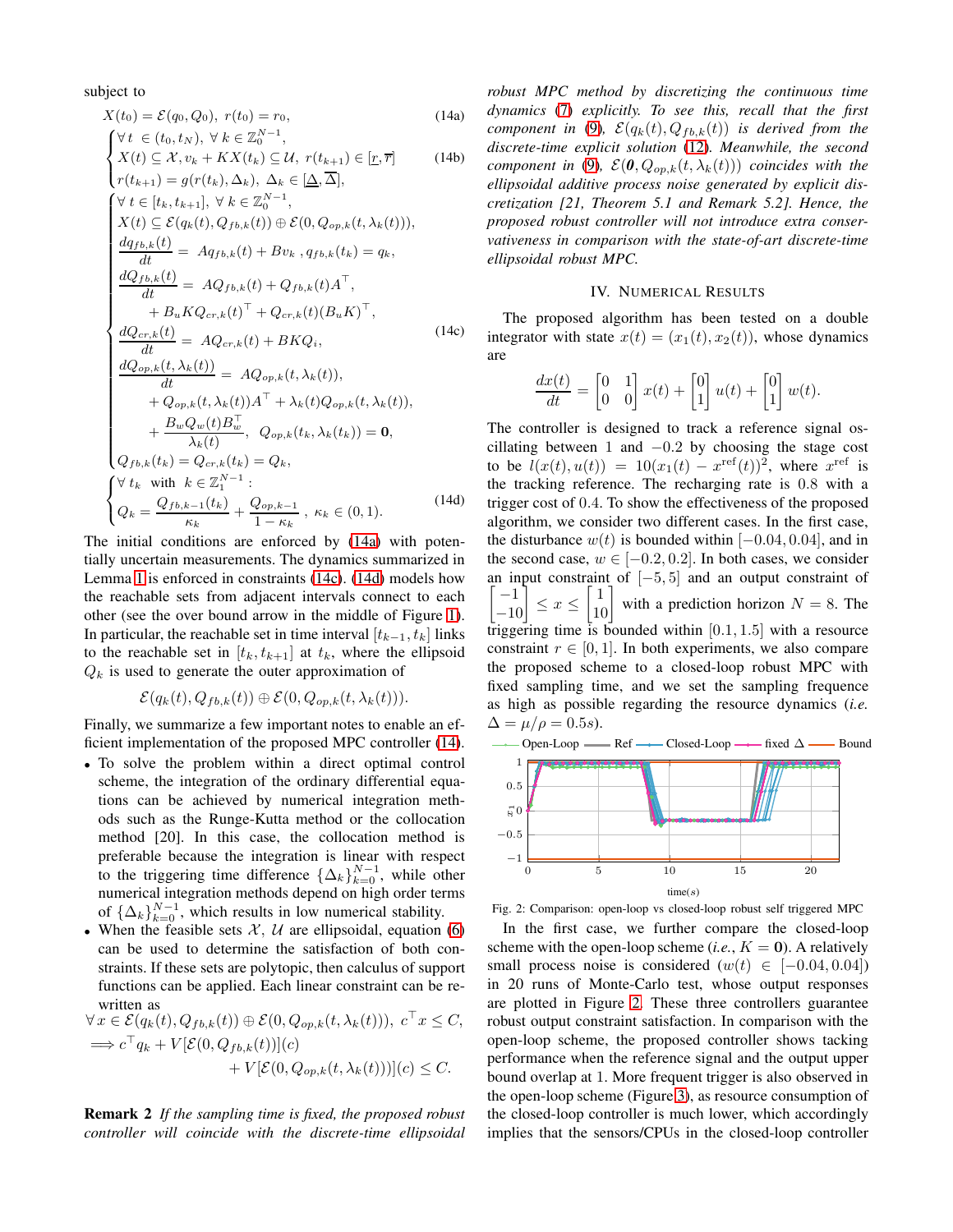subject to

$$X(t_0) = \mathcal{E}(q_0, Q_0),\ r(t_0) = r_0, \tag{14a}$$

$$\begin{cases} \forall t\ \in (t_0, t_N),\ \forall\, k \in \mathbb{Z}_0^{N-1}, \\ X(t) \subseteq \mathcal{X}, v_k + KX(t_k) \subseteq \mathcal{U},\ r(t_{k+1}) \in [\underline{r}, \overline{r}] \\ r(t_{k+1}) = g(r(t_k), \Delta_k),\ \Delta_k \in [\underline{\Delta}, \overline{\Delta}], \end{cases} \tag{14b}$$

$$\begin{cases} \forall\ t \in [t_k, t_{k+1}],\ \forall\ k \in \mathbb{Z}_0^{N-1}, \\ X(t) \subseteq \mathcal{E}(q_k(t), Q_{fb,k}(t)) \oplus \mathcal{E}(0, Q_{op,k}(t, \lambda_k(t))), \\ \dfrac{dq_{fb,k}(t)}{dt} = \ Aq_{fb,k}(t) + Bv_k\ , q_{fb,k}(t_k) = q_k, \\ \dfrac{dQ_{fb,k}(t)}{dt} = \ AQ_{fb,k}(t) + Q_{fb,k}(t)A^\top, \\ \qquad + B_u KQ_{cr,k}(t)^\top + Q_{cr,k}(t)(B_u K)^\top, \\ \dfrac{dQ_{cr,k}(t)}{dt} = \ AQ_{cr,k}(t) + BKQ_i, \\ \dfrac{dQ_{op,k}(t, \lambda_k(t))}{dt} = \ AQ_{op,k}(t, \lambda_k(t)), \\ \qquad + Q_{op,k}(t, \lambda_k(t))A^\top + \lambda_k(t)Q_{op,k}(t, \lambda_k(t)), \\ \qquad + \dfrac{B_w Q_w(t) B_w^\top}{\lambda_k(t)},\ \ Q_{op,k}(t_k, \lambda_k(t_k)) = \mathbf{0}, \\ Q_{fb,k}(t_k) = Q_{cr,k}(t_k) = Q_k, \end{cases} \tag{14c}$$

$$\begin{cases} \forall\ t_k\ \text{ with }\ k \in \mathbb{Z}_1^{N-1} : \\ Q_k = \dfrac{Q_{fb,k-1}(t_k)}{\kappa_k} + \dfrac{Q_{op,k-1}}{1-\kappa_k}\ ,\ \kappa_k \in (0,1). \end{cases} \tag{14d}$$

The initial conditions are enforced by (14a) with potentially uncertain measurements. The dynamics summarized in Lemma 1 is enforced in constraints (14c). (14d) models how the reachable sets from adjacent intervals connect to each other (see the over bound arrow in the middle of Figure 1). In particular, the reachable set in time interval $[t_{k-1}, t_k]$ links to the reachable set in $[t_k, t_{k+1}]$ at $t_k$, where the ellipsoid $Q_k$ is used to generate the outer approximation of

$$\mathcal{E}(q_k(t), Q_{fb,k}(t)) \oplus \mathcal{E}(0, Q_{op,k}(t, \lambda_k(t))).$$

Finally, we summarize a few important notes to enable an efficient implementation of the proposed MPC controller (14).

- To solve the problem within a direct optimal control scheme, the integration of the ordinary differential equations can be achieved by numerical integration methods such as the Runge-Kutta method or the collocation method [20]. In this case, the collocation method is preferable because the integration is linear with respect to the triggering time difference $\{\Delta_k\}_{k=0}^{N-1}$, while other numerical integration methods depend on high order terms of $\{\Delta_k\}_{k=0}^{N-1}$, which results in low numerical stability.
- When the feasible sets $\mathcal{X}$, $\mathcal{U}$ are ellipsoidal, equation (6) can be used to determine the satisfaction of both constraints. If these sets are polytopic, then calculus of support functions can be applied. Each linear constraint can be rewritten as

$$\begin{aligned} &\forall\, x \in \mathcal{E}(q_k(t), Q_{fb,k}(t)) \oplus \mathcal{E}(0, Q_{op,k}(t, \lambda_k(t))),\ c^\top x \leq C, \\ &\Longrightarrow c^\top q_k + V[\mathcal{E}(0, Q_{fb,k}(t))](c) \\ &\qquad\qquad + V[\mathcal{E}(0, Q_{op,k}(t, \lambda_k(t)))](c) \leq C. \end{aligned}$$

**Remark 2** *If the sampling time is fixed, the proposed robust controller will coincide with the discrete-time ellipsoidal robust MPC method by discretizing the continuous time dynamics (7) explicitly. To see this, recall that the first component in (9), $\mathcal{E}(q_k(t), Q_{fb,k}(t))$ is derived from the discrete-time explicit solution (12). Meanwhile, the second component in (9), $\mathcal{E}(\mathbf{0}, Q_{op,k}(t, \lambda_k(t)))$ coincides with the ellipsoidal additive process noise generated by explicit discretization [21, Theorem 5.1 and Remark 5.2]. Hence, the proposed robust controller will not introduce extra conservativeness in comparison with the state-of-art discrete-time ellipsoidal robust MPC.*

## IV. Numerical Results

The proposed algorithm has been tested on a double integrator with state $x(t) = (x_1(t), x_2(t))$, whose dynamics are

$$\frac{dx(t)}{dt} = \begin{bmatrix} 0 & 1 \\ 0 & 0 \end{bmatrix} x(t) + \begin{bmatrix} 0 \\ 1 \end{bmatrix} u(t) + \begin{bmatrix} 0 \\ 1 \end{bmatrix} w(t).$$

The controller is designed to track a reference signal oscillating between 1 and $-0.2$ by choosing the stage cost to be $l(x(t), u(t)) = 10(x_1(t) - x^{\mathrm{ref}}(t))^2$, where $x^{\mathrm{ref}}$ is the tracking reference. The recharging rate is 0.8 with a trigger cost of 0.4. To show the effectiveness of the proposed algorithm, we consider two different cases. In the first case, the disturbance $w(t)$ is bounded within $[-0.04, 0.04]$, and in the second case, $w \in [-0.2, 0.2]$. In both cases, we consider an input constraint of $[-5, 5]$ and an output constraint of $\begin{bmatrix} -1 \\ -10 \end{bmatrix} \leq x \leq \begin{bmatrix} 1 \\ 10 \end{bmatrix}$ with a prediction horizon $N = 8$. The triggering time is bounded within $[0.1, 1.5]$ with a resource constraint $r \in [0, 1]$. In both experiments, we also compare the proposed scheme to a closed-loop robust MPC with fixed sampling time, and we set the sampling frequence as high as possible regarding the resource dynamics (*i.e.* $\Delta = \mu/\rho = 0.5s$).

Fig. 2: Comparison: open-loop vs closed-loop robust self triggered MPC

In the first case, we further compare the closed-loop scheme with the open-loop scheme (*i.e.*, $K = \mathbf{0}$). A relatively small process noise is considered ($w(t) \in [-0.04, 0.04]$) in 20 runs of Monte-Carlo test, whose output responses are plotted in Figure 2. These three controllers guarantee robust output constraint satisfaction. In comparison with the open-loop scheme, the proposed controller shows tacking performance when the reference signal and the output upper bound overlap at 1. More frequent trigger is also observed in the open-loop scheme (Figure 3), as resource consumption of the closed-loop controller is much lower, which accordingly implies that the sensors/CPUs in the closed-loop controller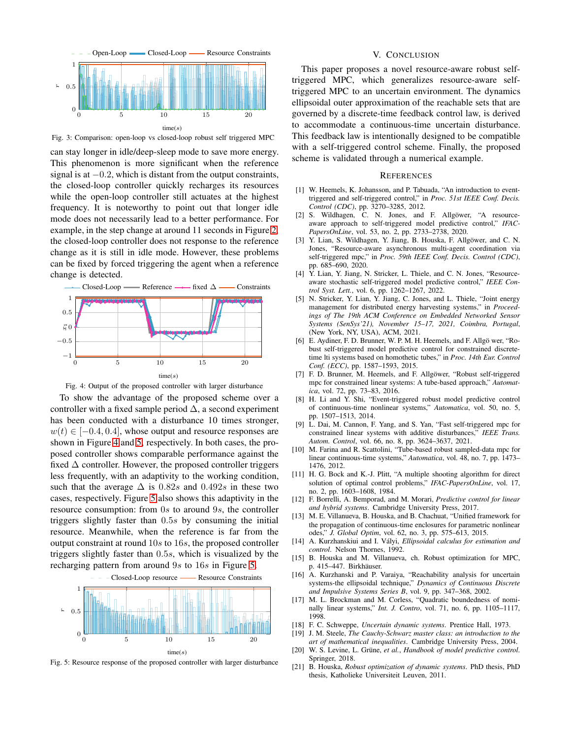- - - Open-Loop Closed-Loop Resource Constraints

1
0.5
0
$r$
0 5 10 15 20
time($s$)

Fig. 3: Comparison: open-loop vs closed-loop robust self triggered MPC

can stay longer in idle/deep-sleep mode to save more energy. This phenomenon is more significant when the reference signal is at $-0.2$, which is distant from the output constraints, the closed-loop controller quickly recharges its resources while the open-loop controller still actuates at the highest frequency. It is noteworthy to point out that longer idle mode does not necessarily lead to a better performance. For example, in the step change at around 11 seconds in Figure 2, the closed-loop controller does not response to the reference change as it is still in idle mode. However, these problems can be fixed by forced triggering the agent when a reference change is detected.

Closed-Loop Reference fixed $\Delta$ Constraints

1
0.5
0
−0.5
−1
$z_1$
0 5 10 15 20
time($s$)

Fig. 4: Output of the proposed controller with larger disturbance

To show the advantage of the proposed scheme over a controller with a fixed sample period $\Delta$, a second experiment has been conducted with a disturbance 10 times stronger, $w(t) \in [-0.4, 0.4]$, whose output and resource responses are shown in Figure 4 and 5, respectively. In both cases, the proposed controller shows comparable performance against the fixed $\Delta$ controller. However, the proposed controller triggers less frequently, with an adaptivity to the working condition, such that the average $\Delta$ is $0.82s$ and $0.492s$ in these two cases, respectively. Figure 5 also shows this adaptivity in the resource consumption: from $0s$ to around $9s$, the controller triggers slightly faster than $0.5s$ by consuming the initial resource. Meanwhile, when the reference is far from the output constraint at round $10s$ to $16s$, the proposed controller triggers slightly faster than $0.5s$, which is visualized by the recharging pattern from around $9s$ to $16s$ in Figure 5.

- - - Closed-Loop resource —— Resource Constraints

1
0.5
0
$r$
0 5 10 15 20
time($s$)

Fig. 5: Resource response of the proposed controller with larger disturbance

## V. Conclusion

This paper proposes a novel resource-aware robust self-triggered MPC, which generalizes resource-aware self-triggered MPC to an uncertain environment. The dynamics ellipsoidal outer approximation of the reachable sets that are governed by a discrete-time feedback control law, is derived to accommodate a continuous-time uncertain disturbance. This feedback law is intentionally designed to be compatible with a self-triggered control scheme. Finally, the proposed scheme is validated through a numerical example.

## References

[1] W. Heemels, K. Johansson, and P. Tabuada, "An introduction to event-triggered and self-triggered control," in *Proc. 51st IEEE Conf. Decis. Control (CDC)*, pp. 3270–3285, 2012.

[2] S. Wildhagen, C. N. Jones, and F. Allgöwer, "A resource-aware approach to self-triggered model predictive control," *IFAC-PapersOnLine*, vol. 53, no. 2, pp. 2733–2738, 2020.

[3] Y. Lian, S. Wildhagen, Y. Jiang, B. Houska, F. Allgöwer, and C. N. Jones, "Resource-aware asynchronous multi-agent coordination via self-triggered mpc," in *Proc. 59th IEEE Conf. Decis. Control (CDC)*, pp. 685–690, 2020.

[4] Y. Lian, Y. Jiang, N. Stricker, L. Thiele, and C. N. Jones, "Resource-aware stochastic self-triggered model predictive control," *IEEE Control Syst. Lett.*, vol. 6, pp. 1262–1267, 2022.

[5] N. Stricker, Y. Lian, Y. Jiang, C. Jones, and L. Thiele, "Joint energy management for distributed energy harvesting systems," in *Proceedings of The 19th ACM Conference on Embedded Networked Sensor Systems (SenSys'21), November 15–17, 2021, Coimbra, Portugal*, (New York, NY, USA), ACM, 2021.

[6] E. Aydiner, F. D. Brunner, W. P. M. H. Heemels, and F. Allgö wer, "Robust self-triggered model predictive control for constrained discrete-time lti systems based on homothetic tubes," in *Proc. 14th Eur. Control Conf. (ECC)*, pp. 1587–1593, 2015.

[7] F. D. Brunner, M. Heemels, and F. Allgöwer, "Robust self-triggered mpc for constrained linear systems: A tube-based approach," *Automatica*, vol. 72, pp. 73–83, 2016.

[8] H. Li and Y. Shi, "Event-triggered robust model predictive control of continuous-time nonlinear systems," *Automatica*, vol. 50, no. 5, pp. 1507–1513, 2014.

[9] L. Dai, M. Cannon, F. Yang, and S. Yan, "Fast self-triggered mpc for constrained linear systems with additive disturbances," *IEEE Trans. Autom. Control*, vol. 66, no. 8, pp. 3624–3637, 2021.

[10] M. Farina and R. Scattolini, "Tube-based robust sampled-data mpc for linear continuous-time systems," *Automatica*, vol. 48, no. 7, pp. 1473–1476, 2012.

[11] H. G. Bock and K.-J. Plitt, "A multiple shooting algorithm for direct solution of optimal control problems," *IFAC-PapersOnLine*, vol. 17, no. 2, pp. 1603–1608, 1984.

[12] F. Borrelli, A. Bemporad, and M. Morari, *Predictive control for linear and hybrid systems*. Cambridge University Press, 2017.

[13] M. E. Villanueva, B. Houska, and B. Chachuat, "Unified framework for the propagation of continuous-time enclosures for parametric nonlinear odes," *J. Global Optim*, vol. 62, no. 3, pp. 575–613, 2015.

[14] A. Kurzhanskiui and I. Vályi, *Ellipsoidal calculus for estimation and control*. Nelson Thornes, 1992.

[15] B. Houska and M. Villanueva, ch. Robust optimization for MPC, pp. 415–447. Birkhäuser.

[16] A. Kurzhanski and P. Varaiya, "Reachability analysis for uncertain systems-the ellipsoidal technique," *Dynamics of Continuous Discrete and Impulsive Systems Series B*, vol. 9, pp. 347–368, 2002.

[17] M. L. Brockman and M. Corless, "Quadratic boundedness of nominally linear systems," *Int. J. Contro*, vol. 71, no. 6, pp. 1105–1117, 1998.

[18] F. C. Schweppe, *Uncertain dynamic systems*. Prentice Hall, 1973.

[19] J. M. Steele, *The Cauchy-Schwarz master class: an introduction to the art of mathematical inequalities*. Cambridge University Press, 2004.

[20] W. S. Levine, L. Grüne, *et al.*, *Handbook of model predictive control*. Springer, 2018.

[21] B. Houska, *Robust optimization of dynamic systems*. PhD thesis, PhD thesis, Katholieke Universiteit Leuven, 2011.